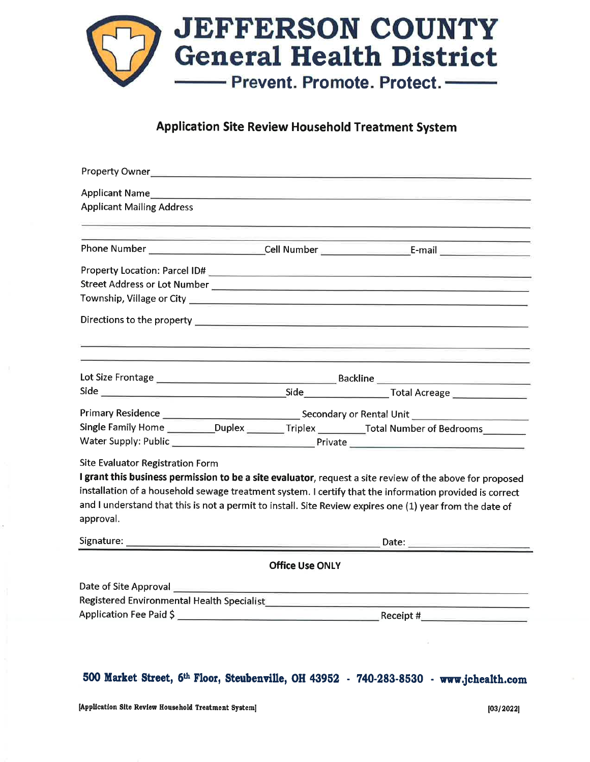# JEFFERSON COUNTY
## General Health District
Prevent. Promote. Protect.

## Application Site Review Household Treatment System

Property Owner ______________________________

Applicant Name ______________________________

Applicant Mailing Address

______________________________

______________________________

Phone Number ____________ Cell Number ____________ E-mail ____________

Property Location: Parcel ID# ______________________________

Street Address or Lot Number ______________________________

Township, Village or City ______________________________

Directions to the property ______________________________

______________________________

______________________________

Lot Size Frontage ____________ Backline ____________

Side ____________ Side ____________ Total Acreage ____________

Primary Residence ____________ Secondary or Rental Unit ____________

Single Family Home ________ Duplex ________ Triplex ________ Total Number of Bedrooms ________

Water Supply: Public ____________ Private ____________

Site Evaluator Registration Form

**I grant this business permission to be a site evaluator**, request a site review of the above for proposed installation of a household sewage treatment system. I certify that the information provided is correct and I understand that this is not a permit to install. Site Review expires one (1) year from the date of approval.

Signature: ______________________________ Date: ____________

**Office Use ONLY**

Date of Site Approval ______________________________

Registered Environmental Health Specialist ______________________________

Application Fee Paid $ ____________ Receipt # ____________

**500 Market Street, 6th Floor, Steubenville, OH 43952 - 740-283-8530 - www.jchealth.com**

[Application Site Review Household Treatment System] [03/2022]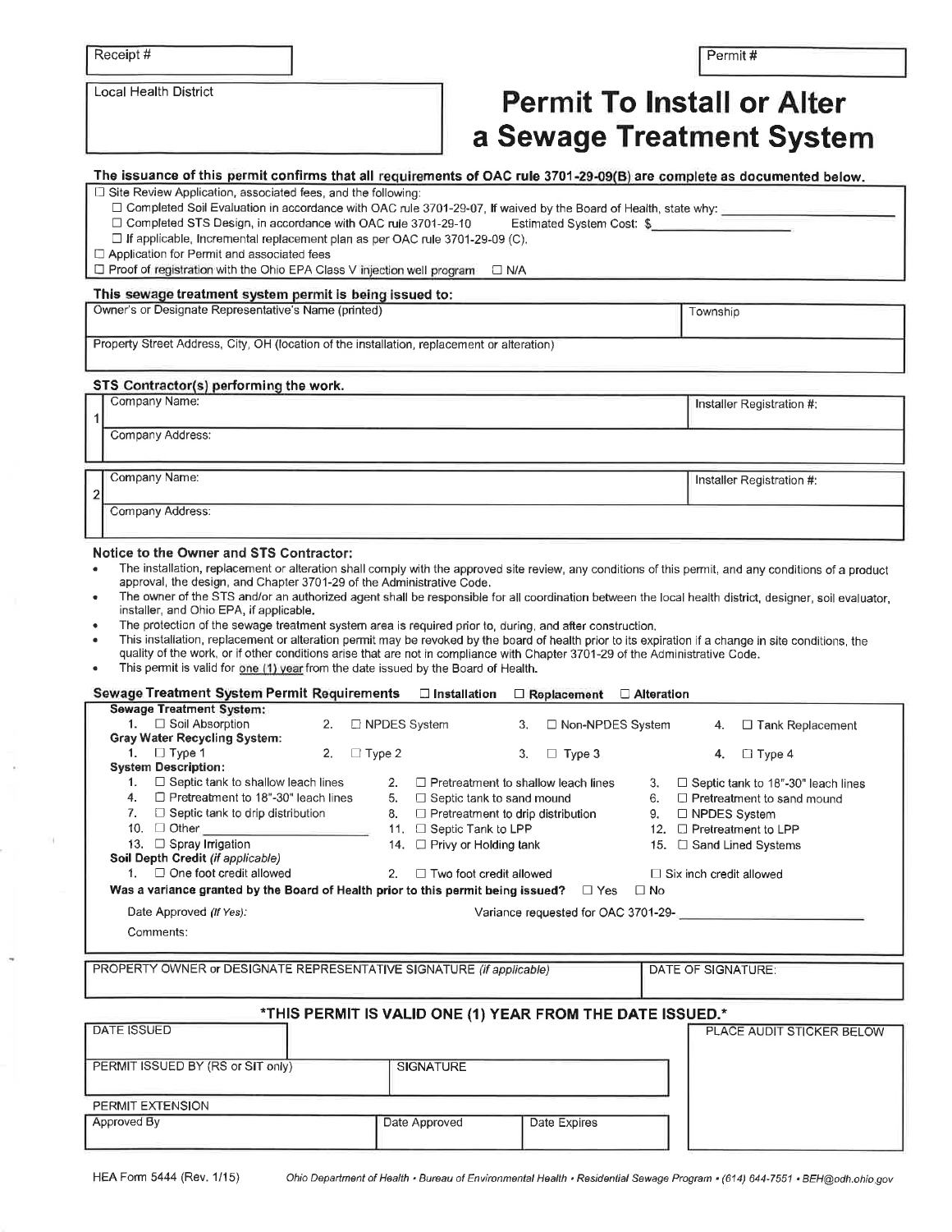| Receipt # | Permit # |
|---|---|
| | |

| Local Health District |
|---|
| |

# Permit To Install or Alter a Sewage Treatment System

**The issuance of this permit confirms that all requirements of OAC rule 3701-29-09(B) are complete as documented below.**

- ☐ Site Review Application, associated fees, and the following:
  - ☐ Completed Soil Evaluation in accordance with OAC rule 3701-29-07, If waived by the Board of Health, state why: ____________
  - ☐ Completed STS Design, in accordance with OAC rule 3701-29-10 Estimated System Cost: $____________
  - ☐ If applicable, Incremental replacement plan as per OAC rule 3701-29-09 (C).
- ☐ Application for Permit and associated fees
- ☐ Proof of registration with the Ohio EPA Class V injection well program ☐ N/A

**This sewage treatment system permit is being issued to:**

| Owner's or Designate Representative's Name (printed) | Township |
|---|---|
| Property Street Address, City, OH (location of the installation, replacement or alteration) | |

**STS Contractor(s) performing the work.**

| | | |
|---|---|---|
| 1 | Company Name: | Installer Registration #: |
| | Company Address: | |
| 2 | Company Name: | Installer Registration #: |
| | Company Address: | |

**Notice to the Owner and STS Contractor:**

- The installation, replacement or alteration shall comply with the approved site review, any conditions of this permit, and any conditions of a product approval, the design, and Chapter 3701-29 of the Administrative Code.
- The owner of the STS and/or an authorized agent shall be responsible for all coordination between the local health district, designer, soil evaluator, installer, and Ohio EPA, if applicable.
- The protection of the sewage treatment system area is required prior to, during, and after construction.
- This installation, replacement or alteration permit may be revoked by the board of health prior to its expiration if a change in site conditions, the quality of the work, or if other conditions arise that are not in compliance with Chapter 3701-29 of the Administrative Code.
- This permit is valid for one (1) year from the date issued by the Board of Health.

**Sewage Treatment System Permit Requirements** ☐ **Installation** ☐ **Replacement** ☐ **Alteration**

**Sewage Treatment System:**
1. ☐ Soil Absorption 2. ☐ NPDES System 3. ☐ Non-NPDES System 4. ☐ Tank Replacement

**Gray Water Recycling System:**
1. ☐ Type 1 2. ☐ Type 2 3. ☐ Type 3 4. ☐ Type 4

**System Description:**
1. ☐ Septic tank to shallow leach lines
2. ☐ Pretreatment to shallow leach lines
3. ☐ Septic tank to 18"-30" leach lines
4. ☐ Pretreatment to 18"-30" leach lines
5. ☐ Septic tank to sand mound
6. ☐ Pretreatment to sand mound
7. ☐ Septic tank to drip distribution
8. ☐ Pretreatment to drip distribution
9. ☐ NPDES System
10. ☐ Other ____________
11. ☐ Septic Tank to LPP
12. ☐ Pretreatment to LPP
13. ☐ Spray Irrigation
14. ☐ Privy or Holding tank
15. ☐ Sand Lined Systems

**Soil Depth Credit** *(if applicable)*
1. ☐ One foot credit allowed 2. ☐ Two foot credit allowed ☐ Six inch credit allowed

**Was a variance granted by the Board of Health prior to this permit being issued?** ☐ Yes ☐ No

Date Approved *(If Yes)*: Variance requested for OAC 3701-29- ____________

Comments:

| PROPERTY OWNER or DESIGNATE REPRESENTATIVE SIGNATURE *(if applicable)* | DATE OF SIGNATURE: |
|---|---|
| | |

**\*THIS PERMIT IS VALID ONE (1) YEAR FROM THE DATE ISSUED.\***

| DATE ISSUED | | |
|---|---|---|
| PERMIT ISSUED BY (RS or SIT only) | SIGNATURE | |
| PERMIT EXTENSION | | |
| Approved By | Date Approved | Date Expires |

PLACE AUDIT STICKER BELOW

HEA Form 5444 (Rev. 1/15) *Ohio Department of Health • Bureau of Environmental Health • Residential Sewage Program • (614) 644-7551 • BEH@odh.ohio.gov*